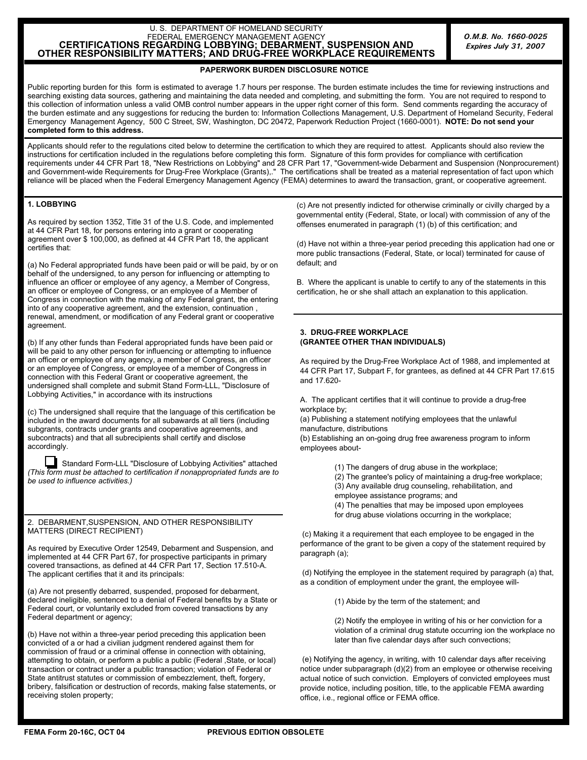U. S. DEPARTMENT OF HOMELAND SECURITY
FEDERAL EMERGENCY MANAGEMENT AGENCY

# CERTIFICATIONS REGARDING LOBBYING; DEBARMENT, SUSPENSION AND OTHER RESPONSIBILITY MATTERS; AND DRUG-FREE WORKPLACE REQUIREMENTS

***O.M.B. No. 1660-0025***
***Expires July 31, 2007***

## PAPERWORK BURDEN DISCLOSURE NOTICE

Public reporting burden for this form is estimated to average 1.7 hours per response. The burden estimate includes the time for reviewing instructions and searching existing data sources, gathering and maintaining the data needed and completing, and submitting the form. You are not required to respond to this collection of information unless a valid OMB control number appears in the upper right corner of this form. Send comments regarding the accuracy of the burden estimate and any suggestions for reducing the burden to: Information Collections Management, U.S. Department of Homeland Security, Federal Emergency Management Agency, 500 C Street, SW, Washington, DC 20472, Paperwork Reduction Project (1660-0001). **NOTE: Do not send your completed form to this address.**

Applicants should refer to the regulations cited below to determine the certification to which they are required to attest. Applicants should also review the instructions for certification included in the regulations before completing this form. Signature of this form provides for compliance with certification requirements under 44 CFR Part 18, "New Restrictions on Lobbying" and 28 CFR Part 17, "Government-wide Debarment and Suspension (Nonprocurement) and Government-wide Requirements for Drug-Free Workplace (Grants),." The certifications shall be treated as a material representation of fact upon which reliance will be placed when the Federal Emergency Management Agency (FEMA) determines to award the transaction, grant, or cooperative agreement.

### 1. LOBBYING

As required by section 1352, Title 31 of the U.S. Code, and implemented at 44 CFR Part 18, for persons entering into a grant or cooperating agreement over $ 100,000, as defined at 44 CFR Part 18, the applicant certifies that:

(a) No Federal appropriated funds have been paid or will be paid, by or on behalf of the undersigned, to any person for influencing or attempting to influence an officer or employee of any agency, a Member of Congress, an officer or employee of Congress, or an employee of a Member of Congress in connection with the making of any Federal grant, the entering into of any cooperative agreement, and the extension, continuation , renewal, amendment, or modification of any Federal grant or cooperative agreement.

(b) If any other funds than Federal appropriated funds have been paid or will be paid to any other person for influencing or attempting to influence an officer or employee of any agency, a member of Congress, an officer or an employee of Congress, or employee of a member of Congress in connection with this Federal Grant or cooperative agreement, the undersigned shall complete and submit Stand Form-LLL, "Disclosure of Lobbying Activities," in accordance with its instructions

(c) The undersigned shall require that the language of this certification be included in the award documents for all subawards at all tiers (including subgrants, contracts under grants and cooperative agreements, and subcontracts) and that all subrecipients shall certify and disclose accordingly.

☐ Standard Form-LLL "Disclosure of Lobbying Activities" attached *(This form must be attached to certification if nonappropriated funds are to be used to influence activities.)*

### 2. DEBARMENT,SUSPENSION, AND OTHER RESPONSIBILITY MATTERS (DIRECT RECIPIENT)

As required by Executive Order 12549, Debarment and Suspension, and implemented at 44 CFR Part 67, for prospective participants in primary covered transactions, as defined at 44 CFR Part 17, Section 17.510-A. The applicant certifies that it and its principals:

(a) Are not presently debarred, suspended, proposed for debarment, declared ineligible, sentenced to a denial of Federal benefits by a State or Federal court, or voluntarily excluded from covered transactions by any Federal department or agency;

(b) Have not within a three-year period preceding this application been convicted of a or had a civilian judgment rendered against them for commission of fraud or a criminal offense in connection with obtaining, attempting to obtain, or perform a public a public (Federal ,State, or local) transaction or contract under a public transaction; violation of Federal or State antitrust statutes or commission of embezzlement, theft, forgery, bribery, falsification or destruction of records, making false statements, or receiving stolen property;

(c) Are not presently indicted for otherwise criminally or civilly charged by a governmental entity (Federal, State, or local) with commission of any of the offenses enumerated in paragraph (1) (b) of this certification; and

(d) Have not within a three-year period preceding this application had one or more public transactions (Federal, State, or local) terminated for cause of default; and

B. Where the applicant is unable to certify to any of the statements in this certification, he or she shall attach an explanation to this application.

### 3. DRUG-FREE WORKPLACE (GRANTEE OTHER THAN INDIVIDUALS)

As required by the Drug-Free Workplace Act of 1988, and implemented at 44 CFR Part 17, Subpart F, for grantees, as defined at 44 CFR Part 17.615 and 17.620-

A. The applicant certifies that it will continue to provide a drug-free workplace by;
(a) Publishing a statement notifying employees that the unlawful manufacture, distributions
(b) Establishing an on-going drug free awareness program to inform employees about-

(1) The dangers of drug abuse in the workplace;
(2) The grantee's policy of maintaining a drug-free workplace;
(3) Any available drug counseling, rehabilitation, and employee assistance programs; and
(4) The penalties that may be imposed upon employees for drug abuse violations occurring in the workplace;

(c) Making it a requirement that each employee to be engaged in the performance of the grant to be given a copy of the statement required by paragraph (a);

(d) Notifying the employee in the statement required by paragraph (a) that, as a condition of employment under the grant, the employee will-

(1) Abide by the term of the statement; and

(2) Notify the employee in writing of his or her conviction for a violation of a criminal drug statute occurring ion the workplace no later than five calendar days after such convections;

(e) Notifying the agency, in writing, with 10 calendar days after receiving notice under subparagraph (d)(2) from an employee or otherwise receiving actual notice of such conviction. Employers of convicted employees must provide notice, including position, title, to the applicable FEMA awarding office, i.e., regional office or FEMA office.

FEMA Form 20-16C, OCT 04 PREVIOUS EDITION OBSOLETE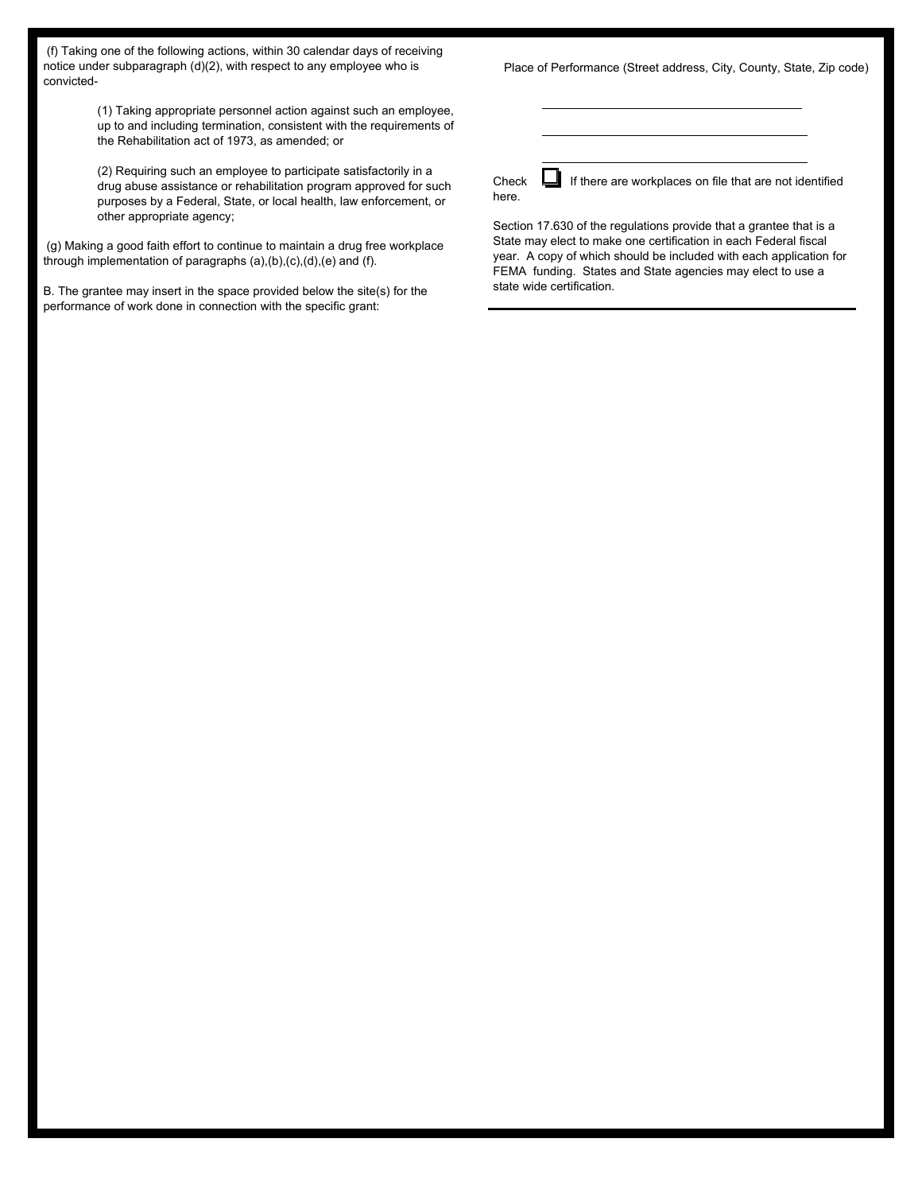(f) Taking one of the following actions, within 30 calendar days of receiving notice under subparagraph (d)(2), with respect to any employee who is convicted-

> (1) Taking appropriate personnel action against such an employee, up to and including termination, consistent with the requirements of the Rehabilitation act of 1973, as amended; or
>
> (2) Requiring such an employee to participate satisfactorily in a drug abuse assistance or rehabilitation program approved for such purposes by a Federal, State, or local health, law enforcement, or other appropriate agency;

(g) Making a good faith effort to continue to maintain a drug free workplace through implementation of paragraphs (a),(b),(c),(d),(e) and (f).

B. The grantee may insert in the space provided below the site(s) for the performance of work done in connection with the specific grant:

Place of Performance (Street address, City, County, State, Zip code)

______________________________

______________________________

______________________________

Check here. ☐ If there are workplaces on file that are not identified

Section 17.630 of the regulations provide that a grantee that is a State may elect to make one certification in each Federal fiscal year. A copy of which should be included with each application for FEMA funding. States and State agencies may elect to use a state wide certification.